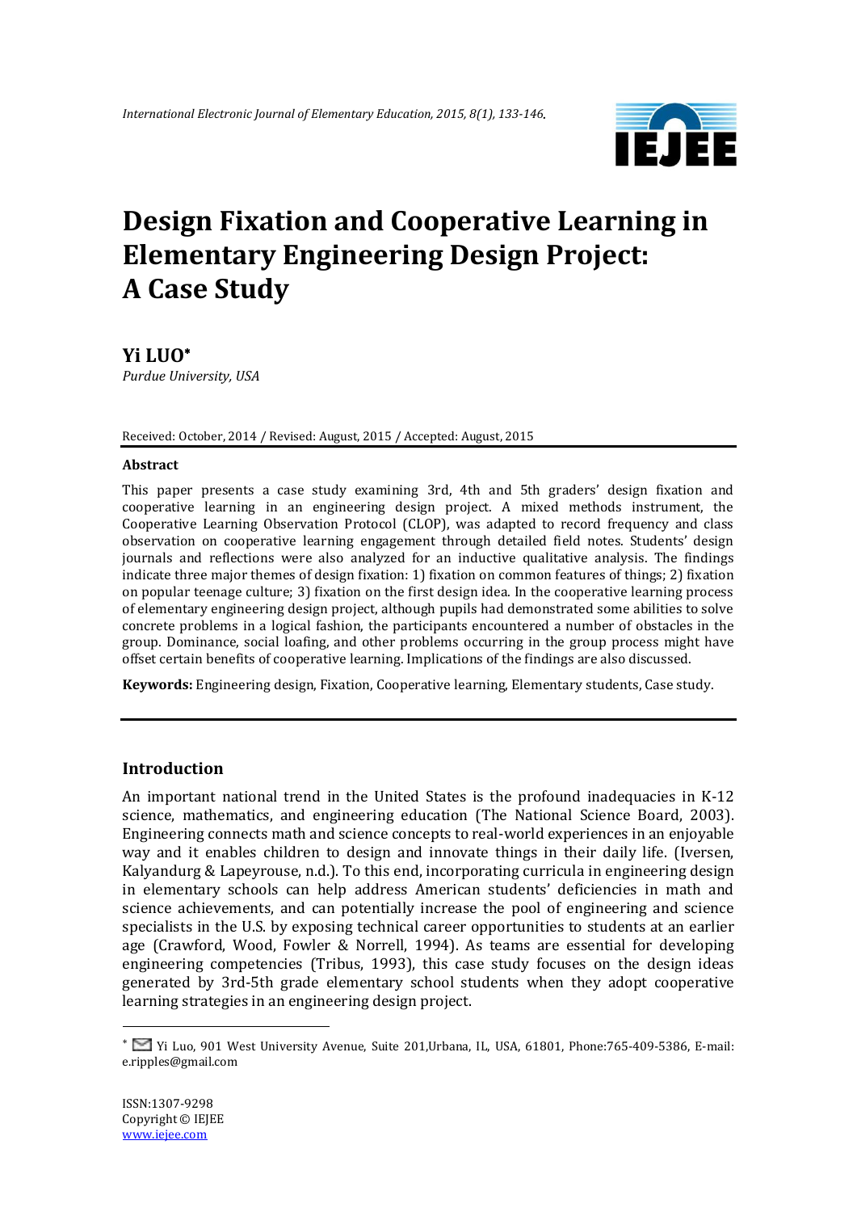# Design Fixation and Cooperative Learning in Elementary Engineering Design Project: A Case Study

**Yi LUO***

*Purdue University, USA*

Received: October, 2014 / Revised: August, 2015 / Accepted: August, 2015

**Abstract**

This paper presents a case study examining 3rd, 4th and 5th graders' design fixation and cooperative learning in an engineering design project. A mixed methods instrument, the Cooperative Learning Observation Protocol (CLOP), was adapted to record frequency and class observation on cooperative learning engagement through detailed field notes. Students' design journals and reflections were also analyzed for an inductive qualitative analysis. The findings indicate three major themes of design fixation: 1) fixation on common features of things; 2) fixation on popular teenage culture; 3) fixation on the first design idea. In the cooperative learning process of elementary engineering design project, although pupils had demonstrated some abilities to solve concrete problems in a logical fashion, the participants encountered a number of obstacles in the group. Dominance, social loafing, and other problems occurring in the group process might have offset certain benefits of cooperative learning. Implications of the findings are also discussed.

**Keywords:** Engineering design, Fixation, Cooperative learning, Elementary students, Case study.

## Introduction

An important national trend in the United States is the profound inadequacies in K-12 science, mathematics, and engineering education (The National Science Board, 2003). Engineering connects math and science concepts to real-world experiences in an enjoyable way and it enables children to design and innovate things in their daily life. (Iversen, Kalyandurg & Lapeyrouse, n.d.). To this end, incorporating curricula in engineering design in elementary schools can help address American students' deficiencies in math and science achievements, and can potentially increase the pool of engineering and science specialists in the U.S. by exposing technical career opportunities to students at an earlier age (Crawford, Wood, Fowler & Norrell, 1994). As teams are essential for developing engineering competencies (Tribus, 1993), this case study focuses on the design ideas generated by 3rd-5th grade elementary school students when they adopt cooperative learning strategies in an engineering design project.

* Yi Luo, 901 West University Avenue, Suite 201,Urbana, IL, USA, 61801, Phone:765-409-5386, E-mail: e.ripples@gmail.com

ISSN:1307-9298
Copyright © IEJEE
www.iejee.com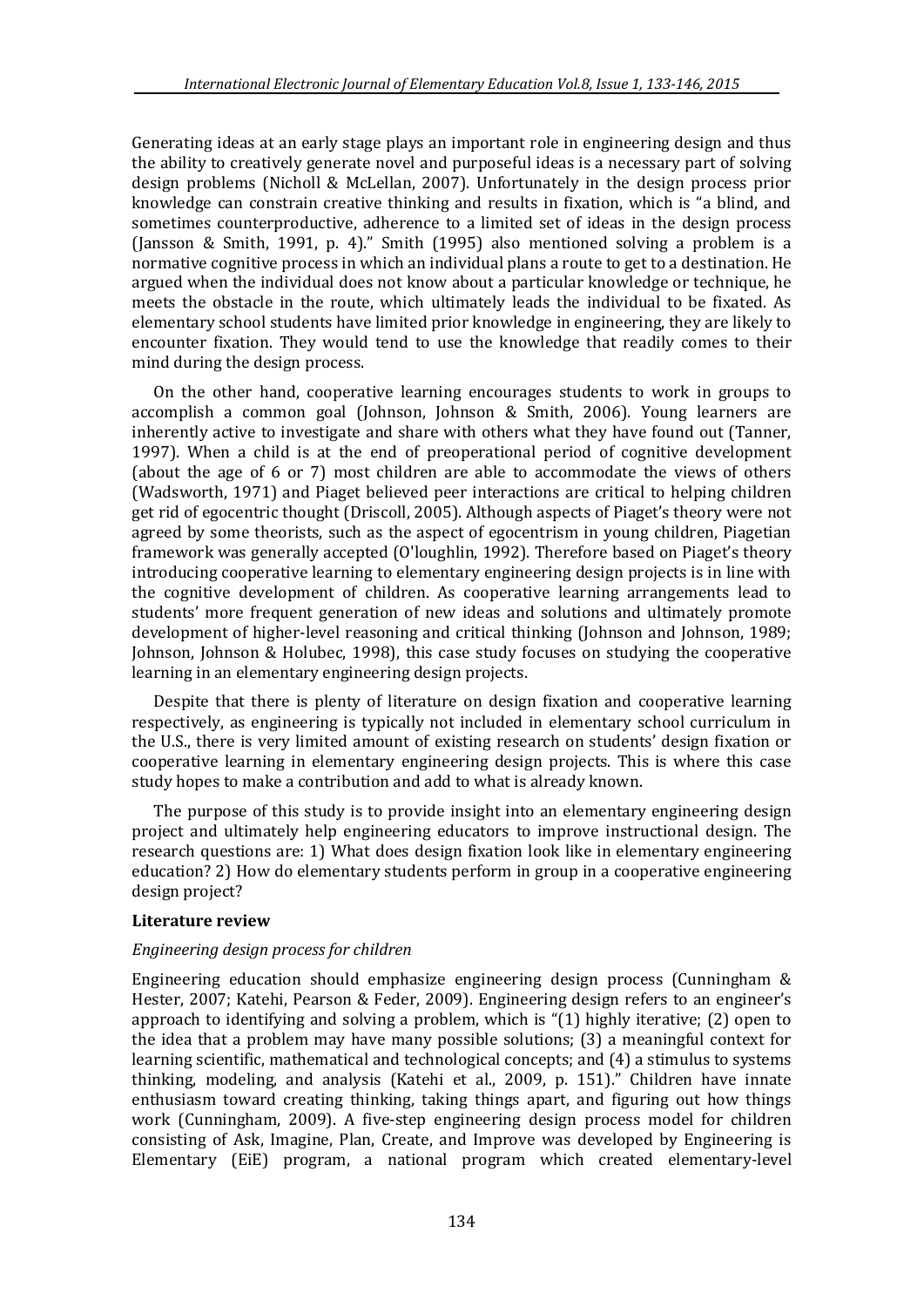Generating ideas at an early stage plays an important role in engineering design and thus the ability to creatively generate novel and purposeful ideas is a necessary part of solving design problems (Nicholl & McLellan, 2007). Unfortunately in the design process prior knowledge can constrain creative thinking and results in fixation, which is "a blind, and sometimes counterproductive, adherence to a limited set of ideas in the design process (Jansson & Smith, 1991, p. 4)." Smith (1995) also mentioned solving a problem is a normative cognitive process in which an individual plans a route to get to a destination. He argued when the individual does not know about a particular knowledge or technique, he meets the obstacle in the route, which ultimately leads the individual to be fixated. As elementary school students have limited prior knowledge in engineering, they are likely to encounter fixation. They would tend to use the knowledge that readily comes to their mind during the design process.

On the other hand, cooperative learning encourages students to work in groups to accomplish a common goal (Johnson, Johnson & Smith, 2006). Young learners are inherently active to investigate and share with others what they have found out (Tanner, 1997). When a child is at the end of preoperational period of cognitive development (about the age of 6 or 7) most children are able to accommodate the views of others (Wadsworth, 1971) and Piaget believed peer interactions are critical to helping children get rid of egocentric thought (Driscoll, 2005). Although aspects of Piaget's theory were not agreed by some theorists, such as the aspect of egocentrism in young children, Piagetian framework was generally accepted (O'loughlin, 1992). Therefore based on Piaget's theory introducing cooperative learning to elementary engineering design projects is in line with the cognitive development of children. As cooperative learning arrangements lead to students' more frequent generation of new ideas and solutions and ultimately promote development of higher-level reasoning and critical thinking (Johnson and Johnson, 1989; Johnson, Johnson & Holubec, 1998), this case study focuses on studying the cooperative learning in an elementary engineering design projects.

Despite that there is plenty of literature on design fixation and cooperative learning respectively, as engineering is typically not included in elementary school curriculum in the U.S., there is very limited amount of existing research on students' design fixation or cooperative learning in elementary engineering design projects. This is where this case study hopes to make a contribution and add to what is already known.

The purpose of this study is to provide insight into an elementary engineering design project and ultimately help engineering educators to improve instructional design. The research questions are: 1) What does design fixation look like in elementary engineering education? 2) How do elementary students perform in group in a cooperative engineering design project?

## Literature review

### *Engineering design process for children*

Engineering education should emphasize engineering design process (Cunningham & Hester, 2007; Katehi, Pearson & Feder, 2009). Engineering design refers to an engineer's approach to identifying and solving a problem, which is "(1) highly iterative; (2) open to the idea that a problem may have many possible solutions; (3) a meaningful context for learning scientific, mathematical and technological concepts; and (4) a stimulus to systems thinking, modeling, and analysis (Katehi et al., 2009, p. 151)." Children have innate enthusiasm toward creating thinking, taking things apart, and figuring out how things work (Cunningham, 2009). A five-step engineering design process model for children consisting of Ask, Imagine, Plan, Create, and Improve was developed by Engineering is Elementary (EiE) program, a national program which created elementary-level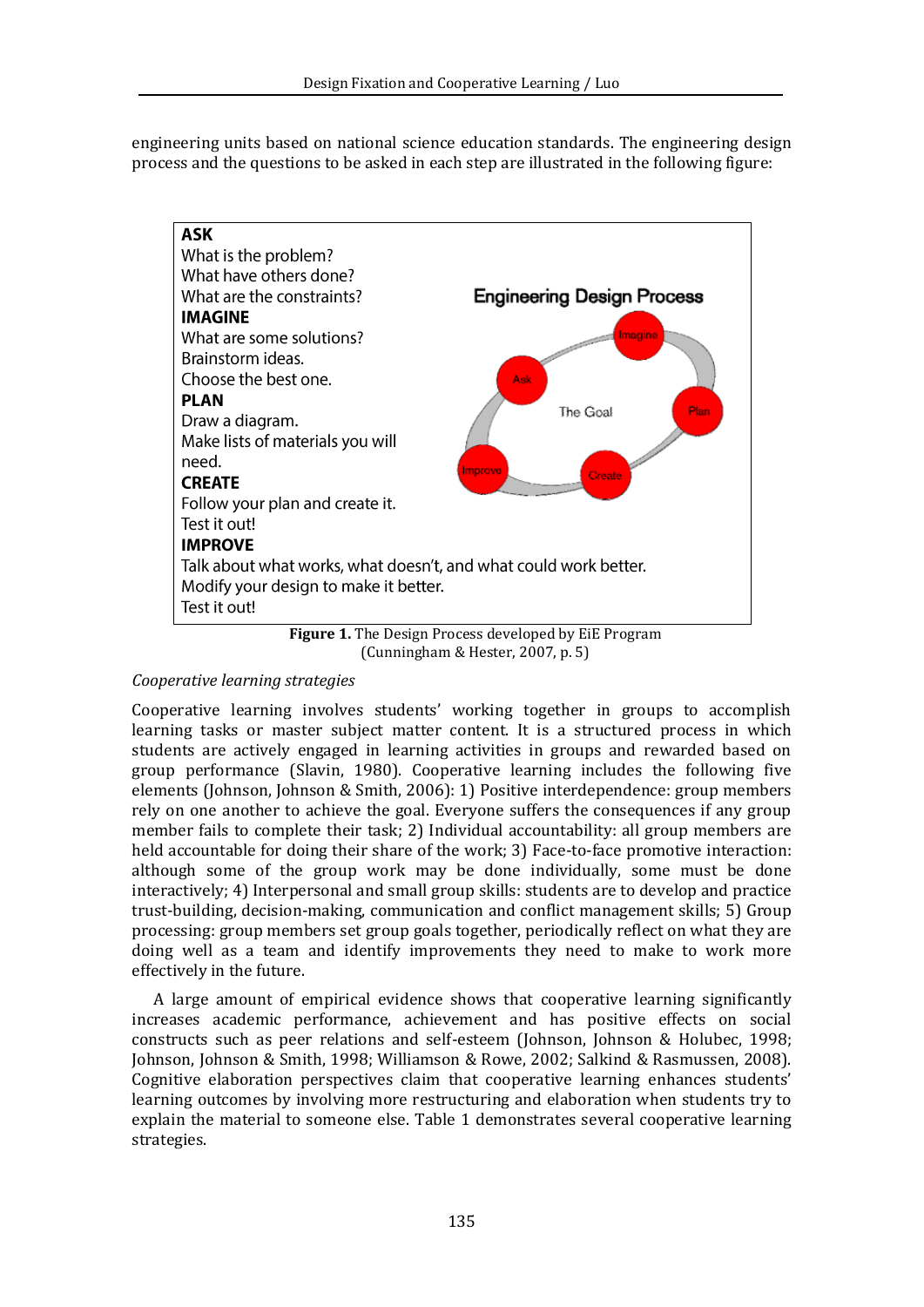engineering units based on national science education standards. The engineering design process and the questions to be asked in each step are illustrated in the following figure:

**ASK**
What is the problem?
What have others done?
What are the constraints?
**IMAGINE**
What are some solutions?
Brainstorm ideas.
Choose the best one.
**PLAN**
Draw a diagram.
Make lists of materials you will need.
**CREATE**
Follow your plan and create it.
Test it out!
**IMPROVE**
Talk about what works, what doesn't, and what could work better.
Modify your design to make it better.
Test it out!

Engineering Design Process
Imagine
Ask
The Goal
Plan
Improve
Create

**Figure 1.** The Design Process developed by EiE Program (Cunningham & Hester, 2007, p. 5)

*Cooperative learning strategies*

Cooperative learning involves students' working together in groups to accomplish learning tasks or master subject matter content. It is a structured process in which students are actively engaged in learning activities in groups and rewarded based on group performance (Slavin, 1980). Cooperative learning includes the following five elements (Johnson, Johnson & Smith, 2006): 1) Positive interdependence: group members rely on one another to achieve the goal. Everyone suffers the consequences if any group member fails to complete their task; 2) Individual accountability: all group members are held accountable for doing their share of the work; 3) Face-to-face promotive interaction: although some of the group work may be done individually, some must be done interactively; 4) Interpersonal and small group skills: students are to develop and practice trust-building, decision-making, communication and conflict management skills; 5) Group processing: group members set group goals together, periodically reflect on what they are doing well as a team and identify improvements they need to make to work more effectively in the future.

A large amount of empirical evidence shows that cooperative learning significantly increases academic performance, achievement and has positive effects on social constructs such as peer relations and self-esteem (Johnson, Johnson & Holubec, 1998; Johnson, Johnson & Smith, 1998; Williamson & Rowe, 2002; Salkind & Rasmussen, 2008). Cognitive elaboration perspectives claim that cooperative learning enhances students' learning outcomes by involving more restructuring and elaboration when students try to explain the material to someone else. Table 1 demonstrates several cooperative learning strategies.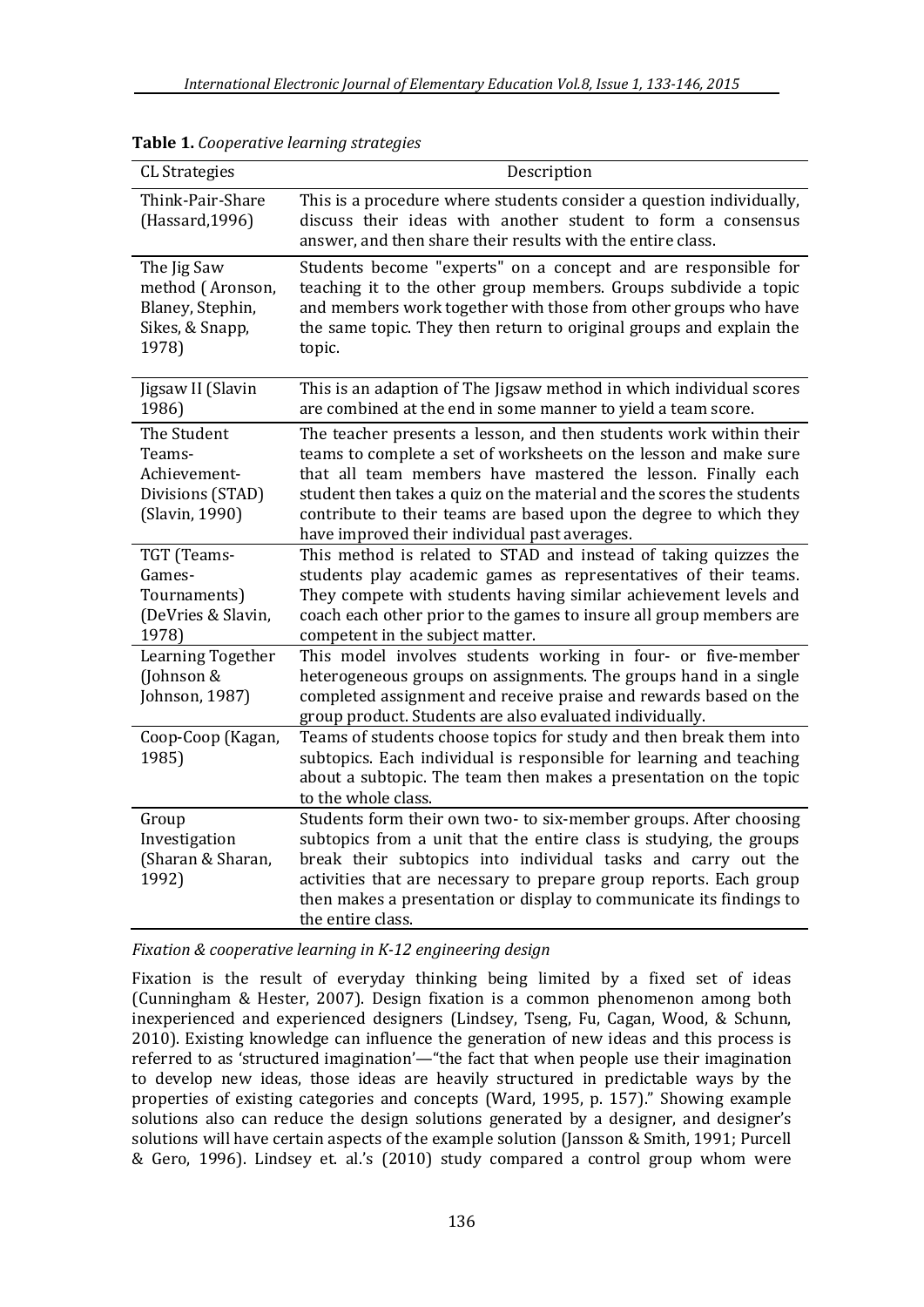**Table 1.** *Cooperative learning strategies*

| CL Strategies | Description |
| --- | --- |
| Think-Pair-Share (Hassard,1996) | This is a procedure where students consider a question individually, discuss their ideas with another student to form a consensus answer, and then share their results with the entire class. |
| The Jig Saw method ( Aronson, Blaney, Stephin, Sikes, & Snapp, 1978) | Students become "experts" on a concept and are responsible for teaching it to the other group members. Groups subdivide a topic and members work together with those from other groups who have the same topic. They then return to original groups and explain the topic. |
| Jigsaw II (Slavin 1986) | This is an adaption of The Jigsaw method in which individual scores are combined at the end in some manner to yield a team score. |
| The Student Teams-Achievement-Divisions (STAD) (Slavin, 1990) | The teacher presents a lesson, and then students work within their teams to complete a set of worksheets on the lesson and make sure that all team members have mastered the lesson. Finally each student then takes a quiz on the material and the scores the students contribute to their teams are based upon the degree to which they have improved their individual past averages. |
| TGT (Teams-Games-Tournaments) (DeVries & Slavin, 1978) | This method is related to STAD and instead of taking quizzes the students play academic games as representatives of their teams. They compete with students having similar achievement levels and coach each other prior to the games to insure all group members are competent in the subject matter. |
| Learning Together (Johnson & Johnson, 1987) | This model involves students working in four- or five-member heterogeneous groups on assignments. The groups hand in a single completed assignment and receive praise and rewards based on the group product. Students are also evaluated individually. |
| Coop-Coop (Kagan, 1985) | Teams of students choose topics for study and then break them into subtopics. Each individual is responsible for learning and teaching about a subtopic. The team then makes a presentation on the topic to the whole class. |
| Group Investigation (Sharan & Sharan, 1992) | Students form their own two- to six-member groups. After choosing subtopics from a unit that the entire class is studying, the groups break their subtopics into individual tasks and carry out the activities that are necessary to prepare group reports. Each group then makes a presentation or display to communicate its findings to the entire class. |

*Fixation & cooperative learning in K-12 engineering design*

Fixation is the result of everyday thinking being limited by a fixed set of ideas (Cunningham & Hester, 2007). Design fixation is a common phenomenon among both inexperienced and experienced designers (Lindsey, Tseng, Fu, Cagan, Wood, & Schunn, 2010). Existing knowledge can influence the generation of new ideas and this process is referred to as 'structured imagination'—"the fact that when people use their imagination to develop new ideas, those ideas are heavily structured in predictable ways by the properties of existing categories and concepts (Ward, 1995, p. 157)." Showing example solutions also can reduce the design solutions generated by a designer, and designer's solutions will have certain aspects of the example solution (Jansson & Smith, 1991; Purcell & Gero, 1996). Lindsey et. al.'s (2010) study compared a control group whom were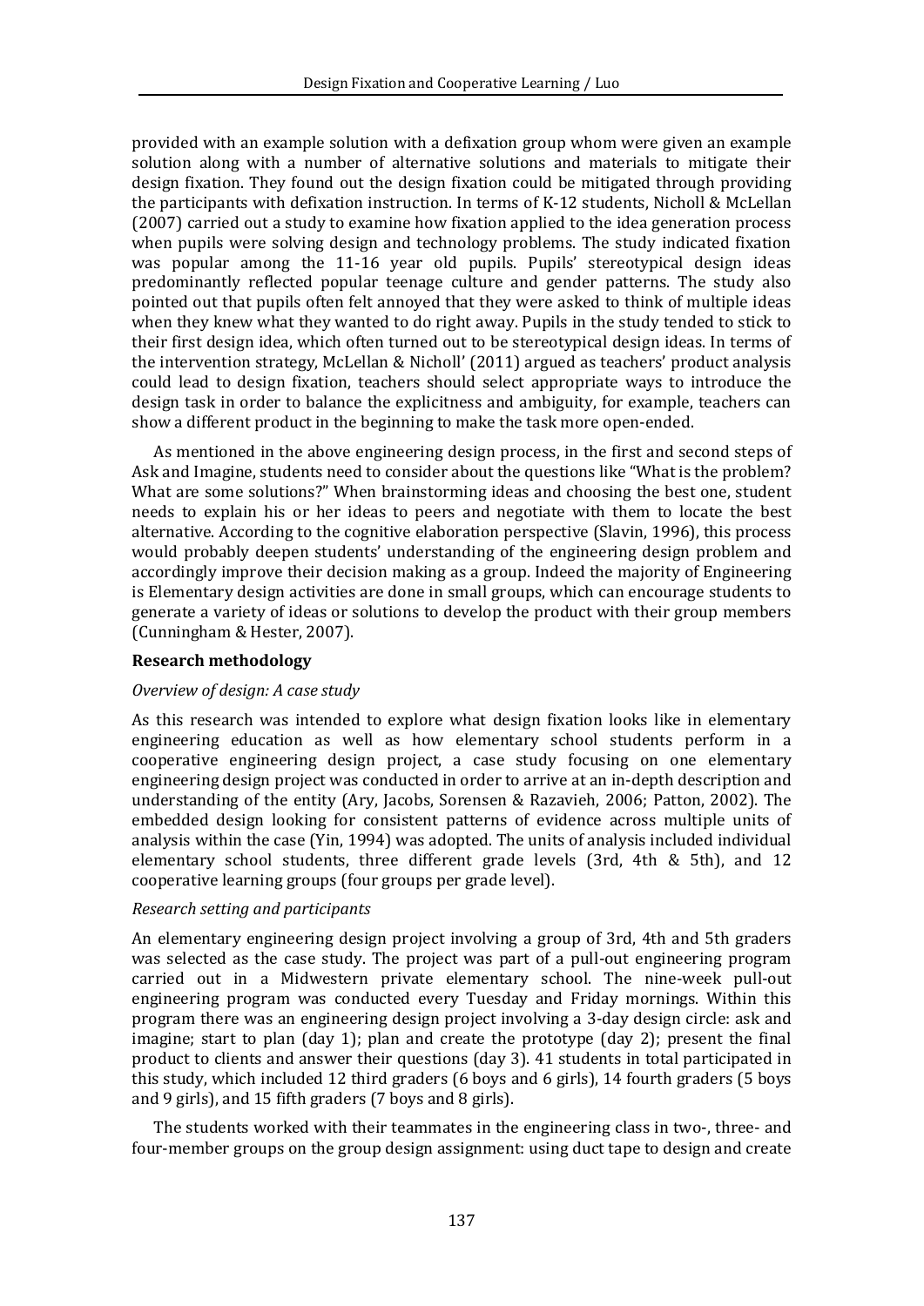provided with an example solution with a defixation group whom were given an example solution along with a number of alternative solutions and materials to mitigate their design fixation. They found out the design fixation could be mitigated through providing the participants with defixation instruction. In terms of K-12 students, Nicholl & McLellan (2007) carried out a study to examine how fixation applied to the idea generation process when pupils were solving design and technology problems. The study indicated fixation was popular among the 11-16 year old pupils. Pupils' stereotypical design ideas predominantly reflected popular teenage culture and gender patterns. The study also pointed out that pupils often felt annoyed that they were asked to think of multiple ideas when they knew what they wanted to do right away. Pupils in the study tended to stick to their first design idea, which often turned out to be stereotypical design ideas. In terms of the intervention strategy, McLellan & Nicholl' (2011) argued as teachers' product analysis could lead to design fixation, teachers should select appropriate ways to introduce the design task in order to balance the explicitness and ambiguity, for example, teachers can show a different product in the beginning to make the task more open-ended.

As mentioned in the above engineering design process, in the first and second steps of Ask and Imagine, students need to consider about the questions like "What is the problem? What are some solutions?" When brainstorming ideas and choosing the best one, student needs to explain his or her ideas to peers and negotiate with them to locate the best alternative. According to the cognitive elaboration perspective (Slavin, 1996), this process would probably deepen students' understanding of the engineering design problem and accordingly improve their decision making as a group. Indeed the majority of Engineering is Elementary design activities are done in small groups, which can encourage students to generate a variety of ideas or solutions to develop the product with their group members (Cunningham & Hester, 2007).

## Research methodology

### *Overview of design: A case study*

As this research was intended to explore what design fixation looks like in elementary engineering education as well as how elementary school students perform in a cooperative engineering design project, a case study focusing on one elementary engineering design project was conducted in order to arrive at an in-depth description and understanding of the entity (Ary, Jacobs, Sorensen & Razavieh, 2006; Patton, 2002). The embedded design looking for consistent patterns of evidence across multiple units of analysis within the case (Yin, 1994) was adopted. The units of analysis included individual elementary school students, three different grade levels (3rd, 4th & 5th), and 12 cooperative learning groups (four groups per grade level).

### *Research setting and participants*

An elementary engineering design project involving a group of 3rd, 4th and 5th graders was selected as the case study. The project was part of a pull-out engineering program carried out in a Midwestern private elementary school. The nine-week pull-out engineering program was conducted every Tuesday and Friday mornings. Within this program there was an engineering design project involving a 3-day design circle: ask and imagine; start to plan (day 1); plan and create the prototype (day 2); present the final product to clients and answer their questions (day 3). 41 students in total participated in this study, which included 12 third graders (6 boys and 6 girls), 14 fourth graders (5 boys and 9 girls), and 15 fifth graders (7 boys and 8 girls).

The students worked with their teammates in the engineering class in two-, three- and four-member groups on the group design assignment: using duct tape to design and create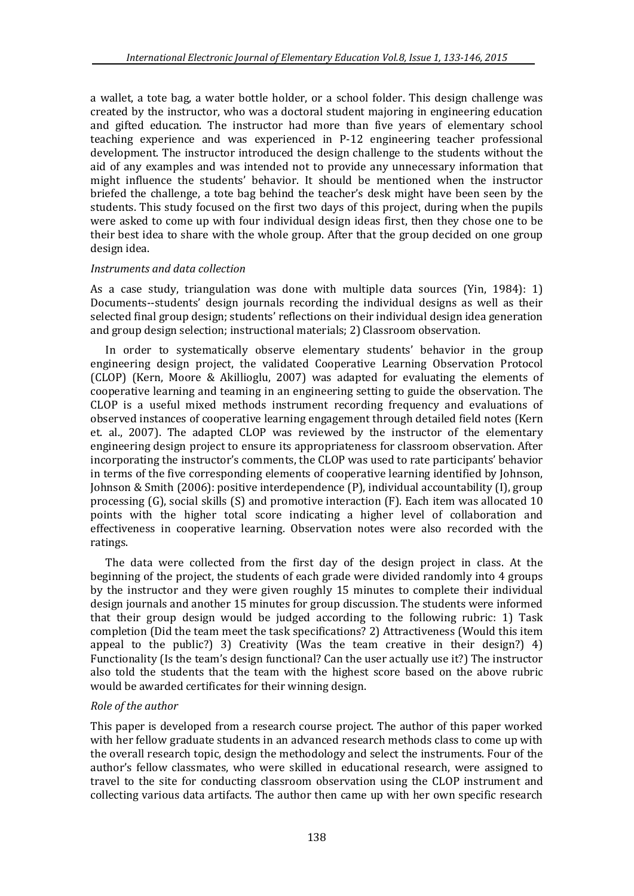a wallet, a tote bag, a water bottle holder, or a school folder. This design challenge was created by the instructor, who was a doctoral student majoring in engineering education and gifted education. The instructor had more than five years of elementary school teaching experience and was experienced in P-12 engineering teacher professional development. The instructor introduced the design challenge to the students without the aid of any examples and was intended not to provide any unnecessary information that might influence the students' behavior. It should be mentioned when the instructor briefed the challenge, a tote bag behind the teacher's desk might have been seen by the students. This study focused on the first two days of this project, during when the pupils were asked to come up with four individual design ideas first, then they chose one to be their best idea to share with the whole group. After that the group decided on one group design idea.

### *Instruments and data collection*

As a case study, triangulation was done with multiple data sources (Yin, 1984): 1) Documents--students' design journals recording the individual designs as well as their selected final group design; students' reflections on their individual design idea generation and group design selection; instructional materials; 2) Classroom observation.

In order to systematically observe elementary students' behavior in the group engineering design project, the validated Cooperative Learning Observation Protocol (CLOP) (Kern, Moore & Akillioglu, 2007) was adapted for evaluating the elements of cooperative learning and teaming in an engineering setting to guide the observation. The CLOP is a useful mixed methods instrument recording frequency and evaluations of observed instances of cooperative learning engagement through detailed field notes (Kern et. al., 2007). The adapted CLOP was reviewed by the instructor of the elementary engineering design project to ensure its appropriateness for classroom observation. After incorporating the instructor's comments, the CLOP was used to rate participants' behavior in terms of the five corresponding elements of cooperative learning identified by Johnson, Johnson & Smith (2006): positive interdependence (P), individual accountability (I), group processing (G), social skills (S) and promotive interaction (F). Each item was allocated 10 points with the higher total score indicating a higher level of collaboration and effectiveness in cooperative learning. Observation notes were also recorded with the ratings.

The data were collected from the first day of the design project in class. At the beginning of the project, the students of each grade were divided randomly into 4 groups by the instructor and they were given roughly 15 minutes to complete their individual design journals and another 15 minutes for group discussion. The students were informed that their group design would be judged according to the following rubric: 1) Task completion (Did the team meet the task specifications? 2) Attractiveness (Would this item appeal to the public?) 3) Creativity (Was the team creative in their design?) 4) Functionality (Is the team's design functional? Can the user actually use it?) The instructor also told the students that the team with the highest score based on the above rubric would be awarded certificates for their winning design.

### *Role of the author*

This paper is developed from a research course project. The author of this paper worked with her fellow graduate students in an advanced research methods class to come up with the overall research topic, design the methodology and select the instruments. Four of the author's fellow classmates, who were skilled in educational research, were assigned to travel to the site for conducting classroom observation using the CLOP instrument and collecting various data artifacts. The author then came up with her own specific research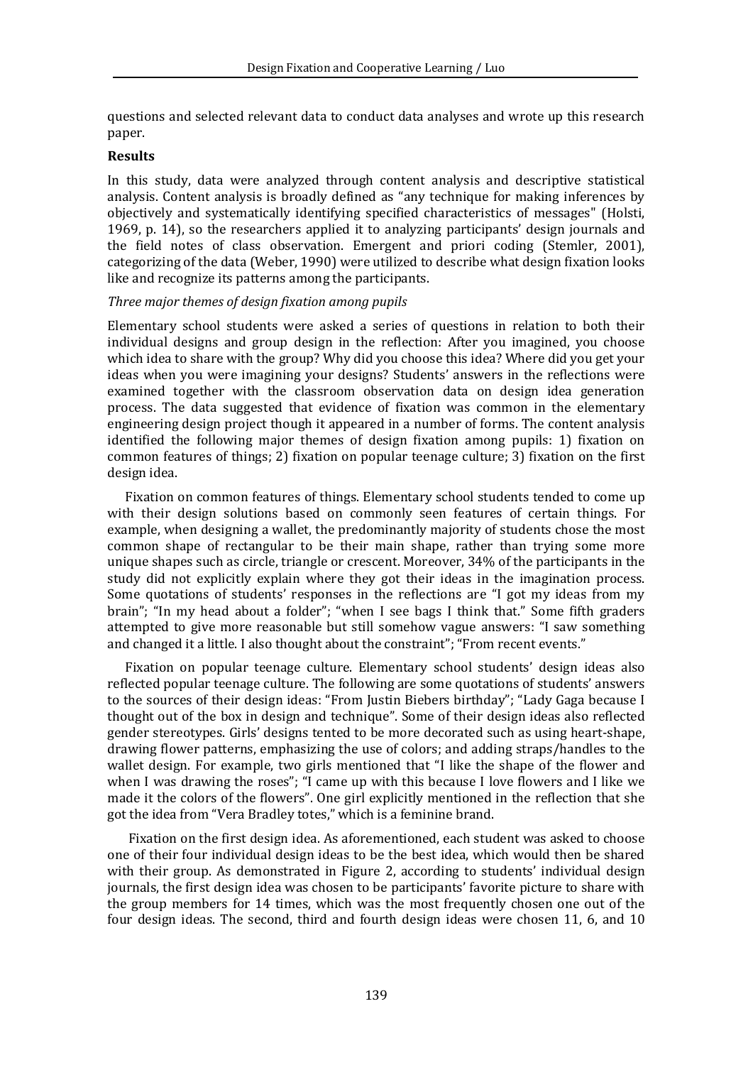questions and selected relevant data to conduct data analyses and wrote up this research paper.

## Results

In this study, data were analyzed through content analysis and descriptive statistical analysis. Content analysis is broadly defined as "any technique for making inferences by objectively and systematically identifying specified characteristics of messages" (Holsti, 1969, p. 14), so the researchers applied it to analyzing participants' design journals and the field notes of class observation. Emergent and priori coding (Stemler, 2001), categorizing of the data (Weber, 1990) were utilized to describe what design fixation looks like and recognize its patterns among the participants.

### *Three major themes of design fixation among pupils*

Elementary school students were asked a series of questions in relation to both their individual designs and group design in the reflection: After you imagined, you choose which idea to share with the group? Why did you choose this idea? Where did you get your ideas when you were imagining your designs? Students' answers in the reflections were examined together with the classroom observation data on design idea generation process. The data suggested that evidence of fixation was common in the elementary engineering design project though it appeared in a number of forms. The content analysis identified the following major themes of design fixation among pupils: 1) fixation on common features of things; 2) fixation on popular teenage culture; 3) fixation on the first design idea.

Fixation on common features of things. Elementary school students tended to come up with their design solutions based on commonly seen features of certain things. For example, when designing a wallet, the predominantly majority of students chose the most common shape of rectangular to be their main shape, rather than trying some more unique shapes such as circle, triangle or crescent. Moreover, 34% of the participants in the study did not explicitly explain where they got their ideas in the imagination process. Some quotations of students' responses in the reflections are "I got my ideas from my brain"; "In my head about a folder"; "when I see bags I think that." Some fifth graders attempted to give more reasonable but still somehow vague answers: "I saw something and changed it a little. I also thought about the constraint"; "From recent events."

Fixation on popular teenage culture. Elementary school students' design ideas also reflected popular teenage culture. The following are some quotations of students' answers to the sources of their design ideas: "From Justin Biebers birthday"; "Lady Gaga because I thought out of the box in design and technique". Some of their design ideas also reflected gender stereotypes. Girls' designs tented to be more decorated such as using heart-shape, drawing flower patterns, emphasizing the use of colors; and adding straps/handles to the wallet design. For example, two girls mentioned that "I like the shape of the flower and when I was drawing the roses"; "I came up with this because I love flowers and I like we made it the colors of the flowers". One girl explicitly mentioned in the reflection that she got the idea from "Vera Bradley totes," which is a feminine brand.

Fixation on the first design idea. As aforementioned, each student was asked to choose one of their four individual design ideas to be the best idea, which would then be shared with their group. As demonstrated in Figure 2, according to students' individual design journals, the first design idea was chosen to be participants' favorite picture to share with the group members for 14 times, which was the most frequently chosen one out of the four design ideas. The second, third and fourth design ideas were chosen 11, 6, and 10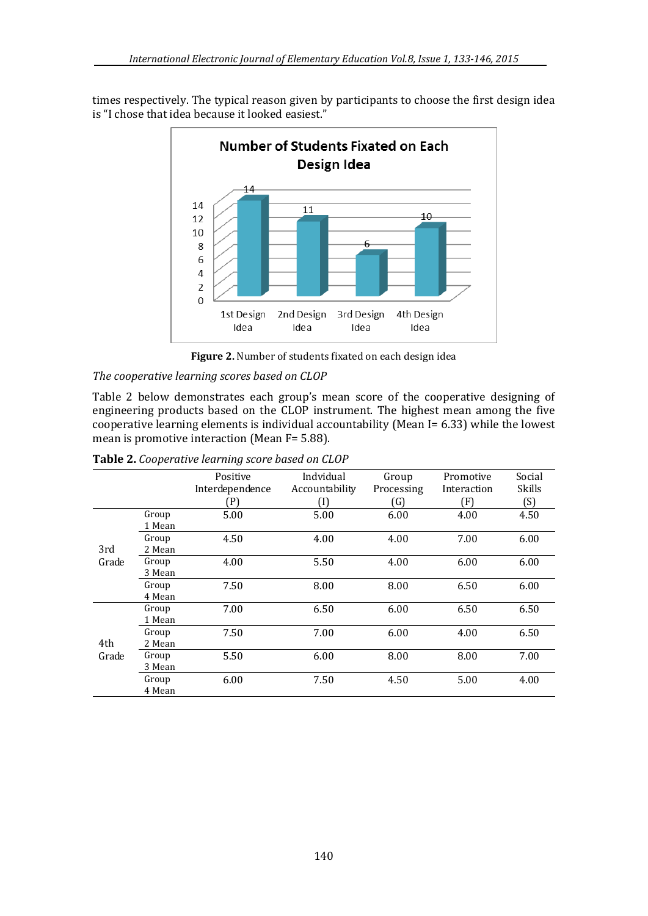times respectively. The typical reason given by participants to choose the first design idea is "I chose that idea because it looked easiest."

Number of Students Fixated on Each Design Idea

14
12
10
8
6
4
2
0

14
11
6
10

1st Design Idea
2nd Design Idea
3rd Design Idea
4th Design Idea

**Figure 2.** Number of students fixated on each design idea

*The cooperative learning scores based on CLOP*

Table 2 below demonstrates each group's mean score of the cooperative designing of engineering products based on the CLOP instrument. The highest mean among the five cooperative learning elements is individual accountability (Mean I= 6.33) while the lowest mean is promotive interaction (Mean F= 5.88).

**Table 2.** *Cooperative learning score based on CLOP*

| | | Positive Interdependence (P) | Indvidual Accountability (I) | Group Processing (G) | Promotive Interaction (F) | Social Skills (S) |
|---|---|---|---|---|---|---|
| 3rd Grade | Group 1 Mean | 5.00 | 5.00 | 6.00 | 4.00 | 4.50 |
| | Group 2 Mean | 4.50 | 4.00 | 4.00 | 7.00 | 6.00 |
| | Group 3 Mean | 4.00 | 5.50 | 4.00 | 6.00 | 6.00 |
| | Group 4 Mean | 7.50 | 8.00 | 8.00 | 6.50 | 6.00 |
| 4th Grade | Group 1 Mean | 7.00 | 6.50 | 6.00 | 6.50 | 6.50 |
| | Group 2 Mean | 7.50 | 7.00 | 6.00 | 4.00 | 6.50 |
| | Group 3 Mean | 5.50 | 6.00 | 8.00 | 8.00 | 7.00 |
| | Group 4 Mean | 6.00 | 7.50 | 4.50 | 5.00 | 4.00 |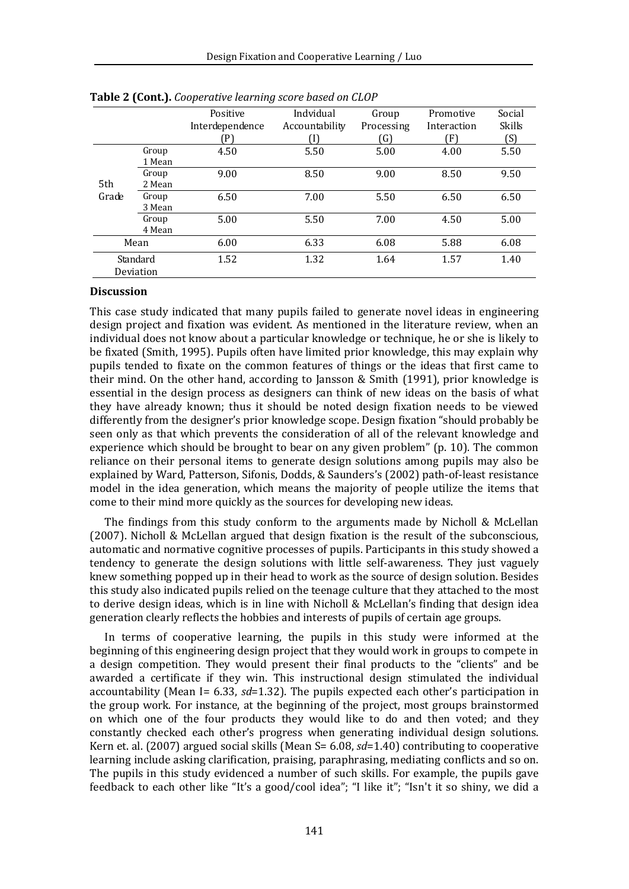**Table 2 (Cont.).** *Cooperative learning score based on CLOP*

| | | Positive Interdependence (P) | Indvidual Accountability (I) | Group Processing (G) | Promotive Interaction (F) | Social Skills (S) |
|---|---|---|---|---|---|---|
| 5th Grade | Group 1 Mean | 4.50 | 5.50 | 5.00 | 4.00 | 5.50 |
| | Group 2 Mean | 9.00 | 8.50 | 9.00 | 8.50 | 9.50 |
| | Group 3 Mean | 6.50 | 7.00 | 5.50 | 6.50 | 6.50 |
| | Group 4 Mean | 5.00 | 5.50 | 7.00 | 4.50 | 5.00 |
| Mean | | 6.00 | 6.33 | 6.08 | 5.88 | 6.08 |
| Standard Deviation | | 1.52 | 1.32 | 1.64 | 1.57 | 1.40 |

## Discussion

This case study indicated that many pupils failed to generate novel ideas in engineering design project and fixation was evident. As mentioned in the literature review, when an individual does not know about a particular knowledge or technique, he or she is likely to be fixated (Smith, 1995). Pupils often have limited prior knowledge, this may explain why pupils tended to fixate on the common features of things or the ideas that first came to their mind. On the other hand, according to Jansson & Smith (1991), prior knowledge is essential in the design process as designers can think of new ideas on the basis of what they have already known; thus it should be noted design fixation needs to be viewed differently from the designer's prior knowledge scope. Design fixation "should probably be seen only as that which prevents the consideration of all of the relevant knowledge and experience which should be brought to bear on any given problem" (p. 10). The common reliance on their personal items to generate design solutions among pupils may also be explained by Ward, Patterson, Sifonis, Dodds, & Saunders's (2002) path-of-least resistance model in the idea generation, which means the majority of people utilize the items that come to their mind more quickly as the sources for developing new ideas.

The findings from this study conform to the arguments made by Nicholl & McLellan (2007). Nicholl & McLellan argued that design fixation is the result of the subconscious, automatic and normative cognitive processes of pupils. Participants in this study showed a tendency to generate the design solutions with little self-awareness. They just vaguely knew something popped up in their head to work as the source of design solution. Besides this study also indicated pupils relied on the teenage culture that they attached to the most to derive design ideas, which is in line with Nicholl & McLellan's finding that design idea generation clearly reflects the hobbies and interests of pupils of certain age groups.

In terms of cooperative learning, the pupils in this study were informed at the beginning of this engineering design project that they would work in groups to compete in a design competition. They would present their final products to the "clients" and be awarded a certificate if they win. This instructional design stimulated the individual accountability (Mean I= 6.33, *sd*=1.32). The pupils expected each other's participation in the group work. For instance, at the beginning of the project, most groups brainstormed on which one of the four products they would like to do and then voted; and they constantly checked each other's progress when generating individual design solutions. Kern et. al. (2007) argued social skills (Mean S= 6.08, *sd*=1.40) contributing to cooperative learning include asking clarification, praising, paraphrasing, mediating conflicts and so on. The pupils in this study evidenced a number of such skills. For example, the pupils gave feedback to each other like "It's a good/cool idea"; "I like it"; "Isn't it so shiny, we did a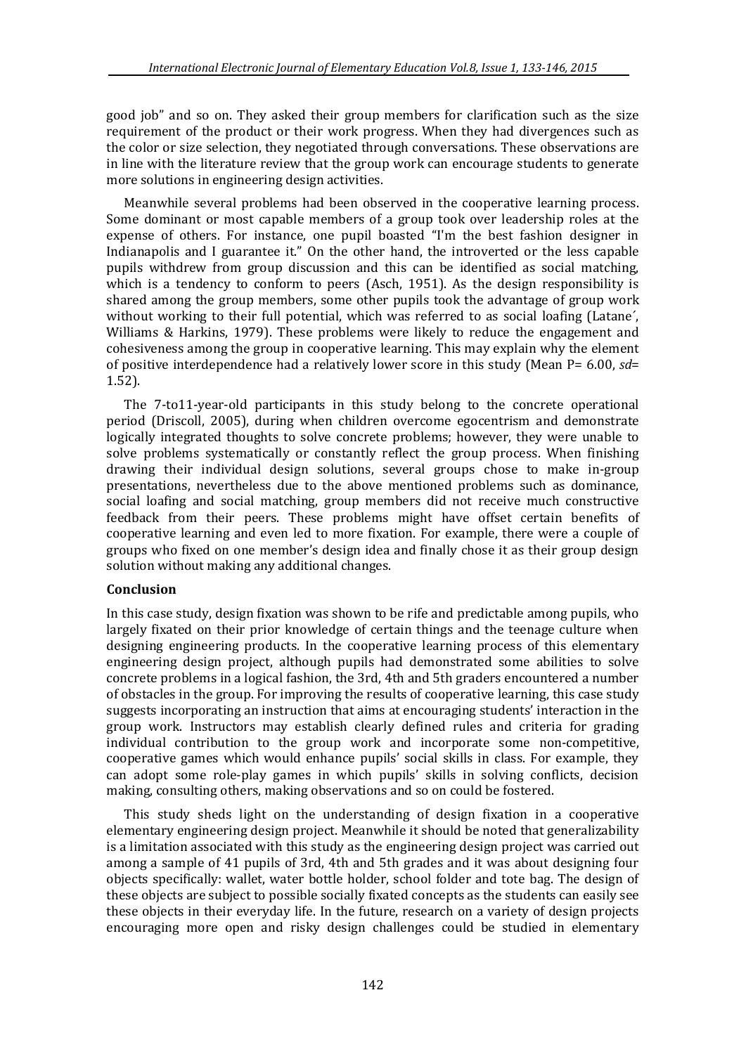good job" and so on. They asked their group members for clarification such as the size requirement of the product or their work progress. When they had divergences such as the color or size selection, they negotiated through conversations. These observations are in line with the literature review that the group work can encourage students to generate more solutions in engineering design activities.

Meanwhile several problems had been observed in the cooperative learning process. Some dominant or most capable members of a group took over leadership roles at the expense of others. For instance, one pupil boasted "I'm the best fashion designer in Indianapolis and I guarantee it." On the other hand, the introverted or the less capable pupils withdrew from group discussion and this can be identified as social matching, which is a tendency to conform to peers (Asch, 1951). As the design responsibility is shared among the group members, some other pupils took the advantage of group work without working to their full potential, which was referred to as social loafing (Latane´, Williams & Harkins, 1979). These problems were likely to reduce the engagement and cohesiveness among the group in cooperative learning. This may explain why the element of positive interdependence had a relatively lower score in this study (Mean P= 6.00, *sd*= 1.52).

The 7-to11-year-old participants in this study belong to the concrete operational period (Driscoll, 2005), during when children overcome egocentrism and demonstrate logically integrated thoughts to solve concrete problems; however, they were unable to solve problems systematically or constantly reflect the group process. When finishing drawing their individual design solutions, several groups chose to make in-group presentations, nevertheless due to the above mentioned problems such as dominance, social loafing and social matching, group members did not receive much constructive feedback from their peers. These problems might have offset certain benefits of cooperative learning and even led to more fixation. For example, there were a couple of groups who fixed on one member's design idea and finally chose it as their group design solution without making any additional changes.

## Conclusion

In this case study, design fixation was shown to be rife and predictable among pupils, who largely fixated on their prior knowledge of certain things and the teenage culture when designing engineering products. In the cooperative learning process of this elementary engineering design project, although pupils had demonstrated some abilities to solve concrete problems in a logical fashion, the 3rd, 4th and 5th graders encountered a number of obstacles in the group. For improving the results of cooperative learning, this case study suggests incorporating an instruction that aims at encouraging students' interaction in the group work. Instructors may establish clearly defined rules and criteria for grading individual contribution to the group work and incorporate some non-competitive, cooperative games which would enhance pupils' social skills in class. For example, they can adopt some role-play games in which pupils' skills in solving conflicts, decision making, consulting others, making observations and so on could be fostered.

This study sheds light on the understanding of design fixation in a cooperative elementary engineering design project. Meanwhile it should be noted that generalizability is a limitation associated with this study as the engineering design project was carried out among a sample of 41 pupils of 3rd, 4th and 5th grades and it was about designing four objects specifically: wallet, water bottle holder, school folder and tote bag. The design of these objects are subject to possible socially fixated concepts as the students can easily see these objects in their everyday life. In the future, research on a variety of design projects encouraging more open and risky design challenges could be studied in elementary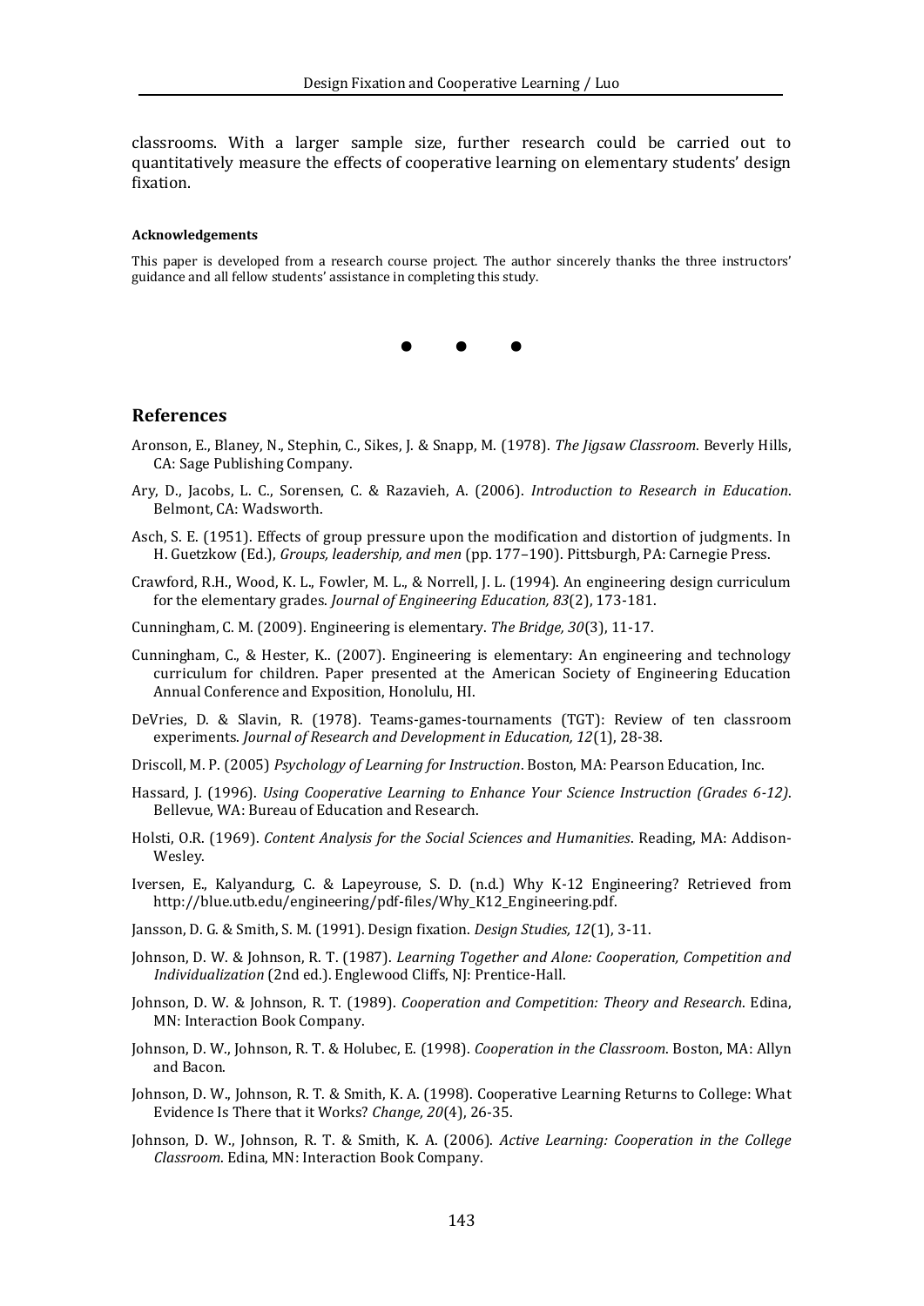classrooms. With a larger sample size, further research could be carried out to quantitatively measure the effects of cooperative learning on elementary students' design fixation.

**Acknowledgements**

This paper is developed from a research course project. The author sincerely thanks the three instructors' guidance and all fellow students' assistance in completing this study.

• • •

## References

Aronson, E., Blaney, N., Stephin, C., Sikes, J. & Snapp, M. (1978). *The Jigsaw Classroom*. Beverly Hills, CA: Sage Publishing Company.

Ary, D., Jacobs, L. C., Sorensen, C. & Razavieh, A. (2006). *Introduction to Research in Education*. Belmont, CA: Wadsworth.

Asch, S. E. (1951). Effects of group pressure upon the modification and distortion of judgments. In H. Guetzkow (Ed.), *Groups, leadership, and men* (pp. 177–190). Pittsburgh, PA: Carnegie Press.

Crawford, R.H., Wood, K. L., Fowler, M. L., & Norrell, J. L. (1994). An engineering design curriculum for the elementary grades. *Journal of Engineering Education, 83*(2), 173-181.

Cunningham, C. M. (2009). Engineering is elementary. *The Bridge, 30*(3), 11-17.

Cunningham, C., & Hester, K.. (2007). Engineering is elementary: An engineering and technology curriculum for children. Paper presented at the American Society of Engineering Education Annual Conference and Exposition, Honolulu, HI.

DeVries, D. & Slavin, R. (1978). Teams-games-tournaments (TGT): Review of ten classroom experiments. *Journal of Research and Development in Education, 12*(1), 28-38.

Driscoll, M. P. (2005) *Psychology of Learning for Instruction*. Boston, MA: Pearson Education, Inc.

Hassard, J. (1996). *Using Cooperative Learning to Enhance Your Science Instruction (Grades 6-12)*. Bellevue, WA: Bureau of Education and Research.

Holsti, O.R. (1969). *Content Analysis for the Social Sciences and Humanities*. Reading, MA: Addison-Wesley.

Iversen, E., Kalyandurg, C. & Lapeyrouse, S. D. (n.d.) Why K-12 Engineering? Retrieved from http://blue.utb.edu/engineering/pdf-files/Why_K12_Engineering.pdf.

Jansson, D. G. & Smith, S. M. (1991). Design fixation. *Design Studies, 12*(1), 3-11.

Johnson, D. W. & Johnson, R. T. (1987). *Learning Together and Alone: Cooperation, Competition and Individualization* (2nd ed.). Englewood Cliffs, NJ: Prentice-Hall.

Johnson, D. W. & Johnson, R. T. (1989). *Cooperation and Competition: Theory and Research*. Edina, MN: Interaction Book Company.

Johnson, D. W., Johnson, R. T. & Holubec, E. (1998). *Cooperation in the Classroom*. Boston, MA: Allyn and Bacon.

Johnson, D. W., Johnson, R. T. & Smith, K. A. (1998). Cooperative Learning Returns to College: What Evidence Is There that it Works? *Change, 20*(4), 26-35.

Johnson, D. W., Johnson, R. T. & Smith, K. A. (2006). *Active Learning: Cooperation in the College Classroom*. Edina, MN: Interaction Book Company.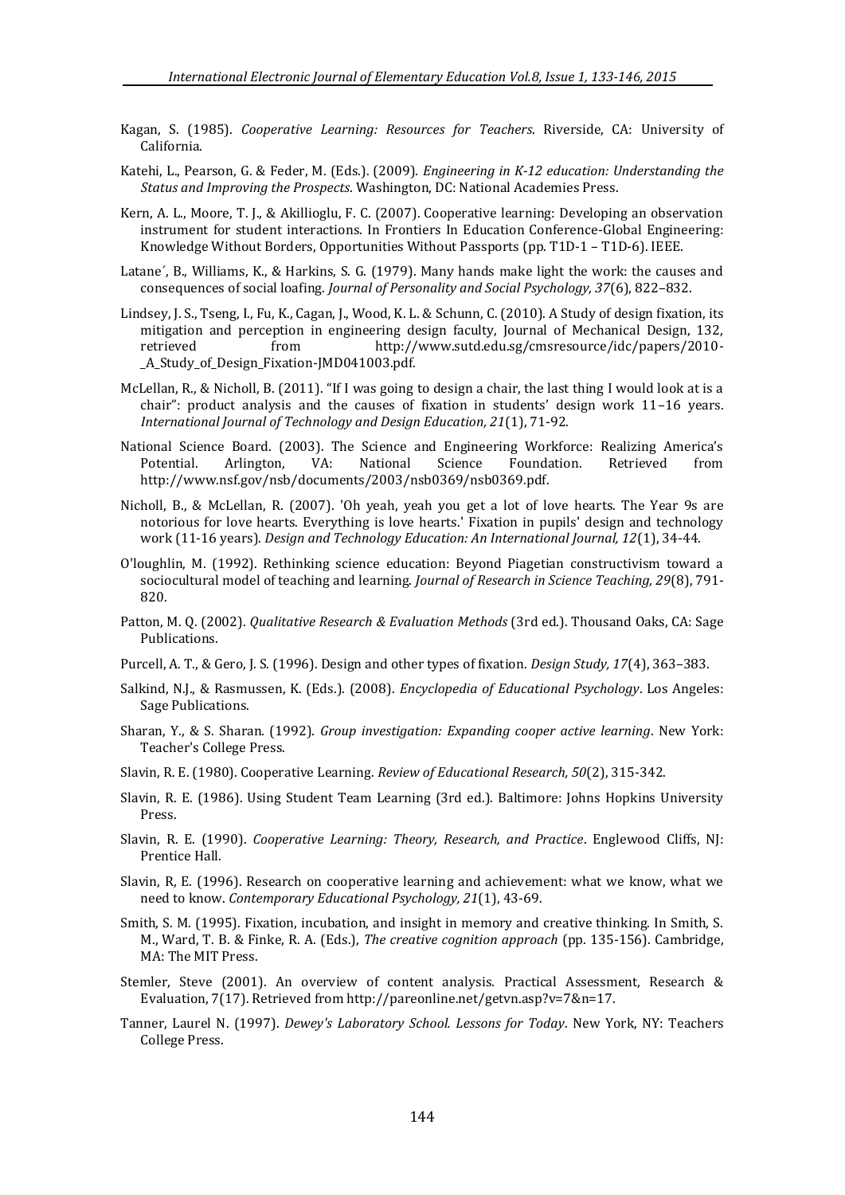Kagan, S. (1985). *Cooperative Learning: Resources for Teachers*. Riverside, CA: University of California.

Katehi, L., Pearson, G. & Feder, M. (Eds.). (2009). *Engineering in K-12 education: Understanding the Status and Improving the Prospects*. Washington, DC: National Academies Press.

Kern, A. L., Moore, T. J., & Akillioglu, F. C. (2007). Cooperative learning: Developing an observation instrument for student interactions. In Frontiers In Education Conference-Global Engineering: Knowledge Without Borders, Opportunities Without Passports (pp. T1D-1 – T1D-6). IEEE.

Latane´, B., Williams, K., & Harkins, S. G. (1979). Many hands make light the work: the causes and consequences of social loafing. *Journal of Personality and Social Psychology, 37*(6), 822–832.

Lindsey, J. S., Tseng, I., Fu, K., Cagan, J., Wood, K. L. & Schunn, C. (2010). A Study of design fixation, its mitigation and perception in engineering design faculty, Journal of Mechanical Design, 132, retrieved from http://www.sutd.edu.sg/cmsresource/idc/papers/2010-_A_Study_of_Design_Fixation-JMD041003.pdf.

McLellan, R., & Nicholl, B. (2011). "If I was going to design a chair, the last thing I would look at is a chair": product analysis and the causes of fixation in students' design work 11–16 years. *International Journal of Technology and Design Education, 21*(1), 71-92.

National Science Board. (2003). The Science and Engineering Workforce: Realizing America's Potential. Arlington, VA: National Science Foundation. Retrieved from http://www.nsf.gov/nsb/documents/2003/nsb0369/nsb0369.pdf.

Nicholl, B., & McLellan, R. (2007). 'Oh yeah, yeah you get a lot of love hearts. The Year 9s are notorious for love hearts. Everything is love hearts.' Fixation in pupils' design and technology work (11-16 years). *Design and Technology Education: An International Journal, 12*(1), 34-44.

O'loughlin, M. (1992). Rethinking science education: Beyond Piagetian constructivism toward a sociocultural model of teaching and learning. *Journal of Research in Science Teaching, 29*(8), 791-820.

Patton, M. Q. (2002). *Qualitative Research & Evaluation Methods* (3rd ed.). Thousand Oaks, CA: Sage Publications.

Purcell, A. T., & Gero, J. S. (1996). Design and other types of fixation. *Design Study, 17*(4), 363–383.

Salkind, N.J., & Rasmussen, K. (Eds.). (2008). *Encyclopedia of Educational Psychology*. Los Angeles: Sage Publications.

Sharan, Y., & S. Sharan. (1992). *Group investigation: Expanding cooper active learning*. New York: Teacher's College Press.

Slavin, R. E. (1980). Cooperative Learning. *Review of Educational Research, 50*(2), 315-342.

Slavin, R. E. (1986). Using Student Team Learning (3rd ed.). Baltimore: Johns Hopkins University Press.

Slavin, R. E. (1990). *Cooperative Learning: Theory, Research, and Practice*. Englewood Cliffs, NJ: Prentice Hall.

Slavin, R, E. (1996). Research on cooperative learning and achievement: what we know, what we need to know. *Contemporary Educational Psychology, 21*(1), 43-69.

Smith, S. M. (1995). Fixation, incubation, and insight in memory and creative thinking. In Smith, S. M., Ward, T. B. & Finke, R. A. (Eds.), *The creative cognition approach* (pp. 135-156). Cambridge, MA: The MIT Press.

Stemler, Steve (2001). An overview of content analysis. Practical Assessment, Research & Evaluation, 7(17). Retrieved from http://pareonline.net/getvn.asp?v=7&n=17.

Tanner, Laurel N. (1997). *Dewey's Laboratory School. Lessons for Today*. New York, NY: Teachers College Press.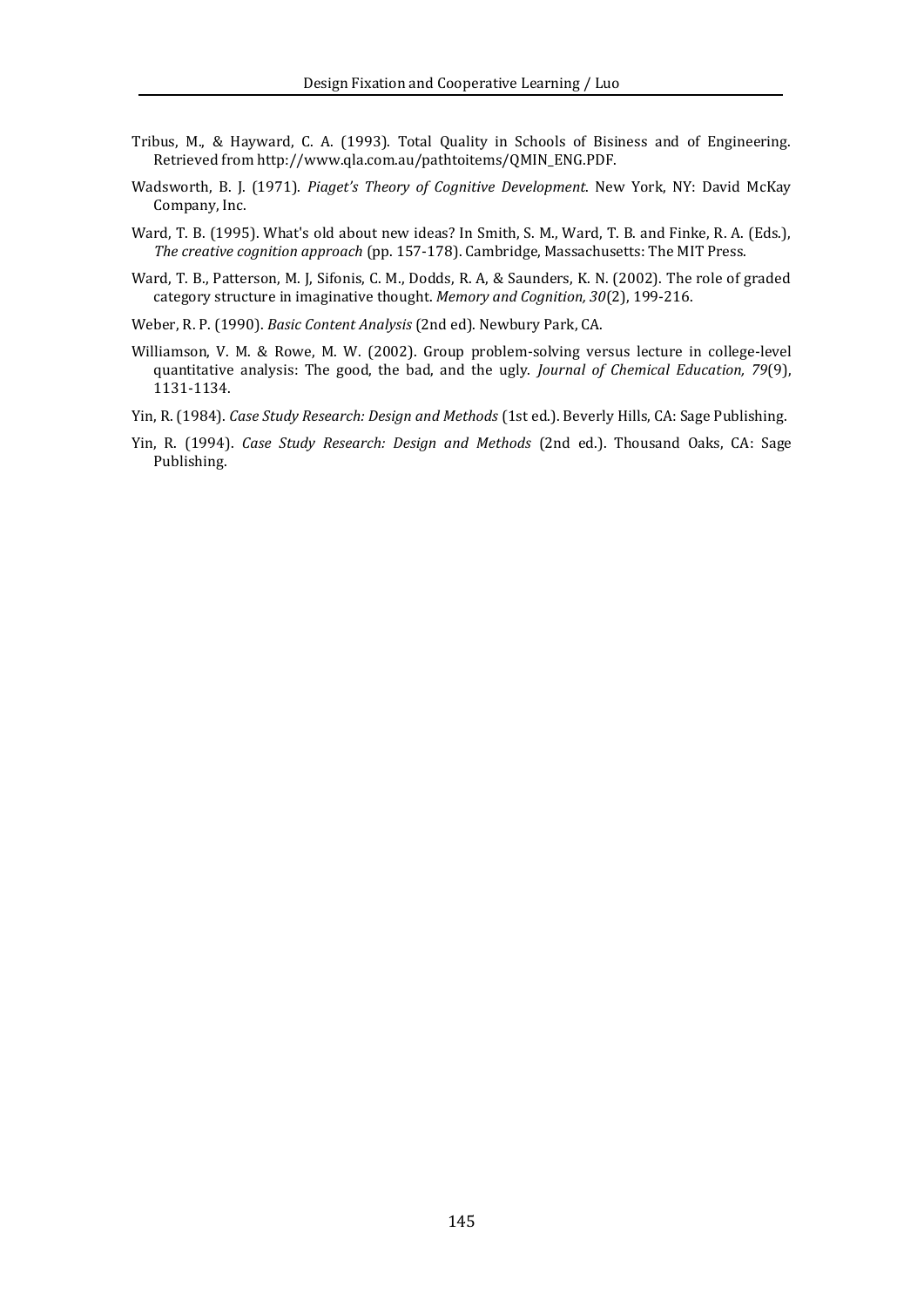Tribus, M., & Hayward, C. A. (1993). Total Quality in Schools of Bisiness and of Engineering. Retrieved from http://www.qla.com.au/pathtoitems/QMIN_ENG.PDF.

Wadsworth, B. J. (1971). *Piaget's Theory of Cognitive Development*. New York, NY: David McKay Company, Inc.

Ward, T. B. (1995). What's old about new ideas? In Smith, S. M., Ward, T. B. and Finke, R. A. (Eds.), *The creative cognition approach* (pp. 157-178). Cambridge, Massachusetts: The MIT Press.

Ward, T. B., Patterson, M. J, Sifonis, C. M., Dodds, R. A, & Saunders, K. N. (2002). The role of graded category structure in imaginative thought. *Memory and Cognition, 30*(2), 199-216.

Weber, R. P. (1990). *Basic Content Analysis* (2nd ed). Newbury Park, CA.

Williamson, V. M. & Rowe, M. W. (2002). Group problem-solving versus lecture in college-level quantitative analysis: The good, the bad, and the ugly. *Journal of Chemical Education, 79*(9), 1131-1134.

Yin, R. (1984). *Case Study Research: Design and Methods* (1st ed.). Beverly Hills, CA: Sage Publishing.

Yin, R. (1994). *Case Study Research: Design and Methods* (2nd ed.). Thousand Oaks, CA: Sage Publishing.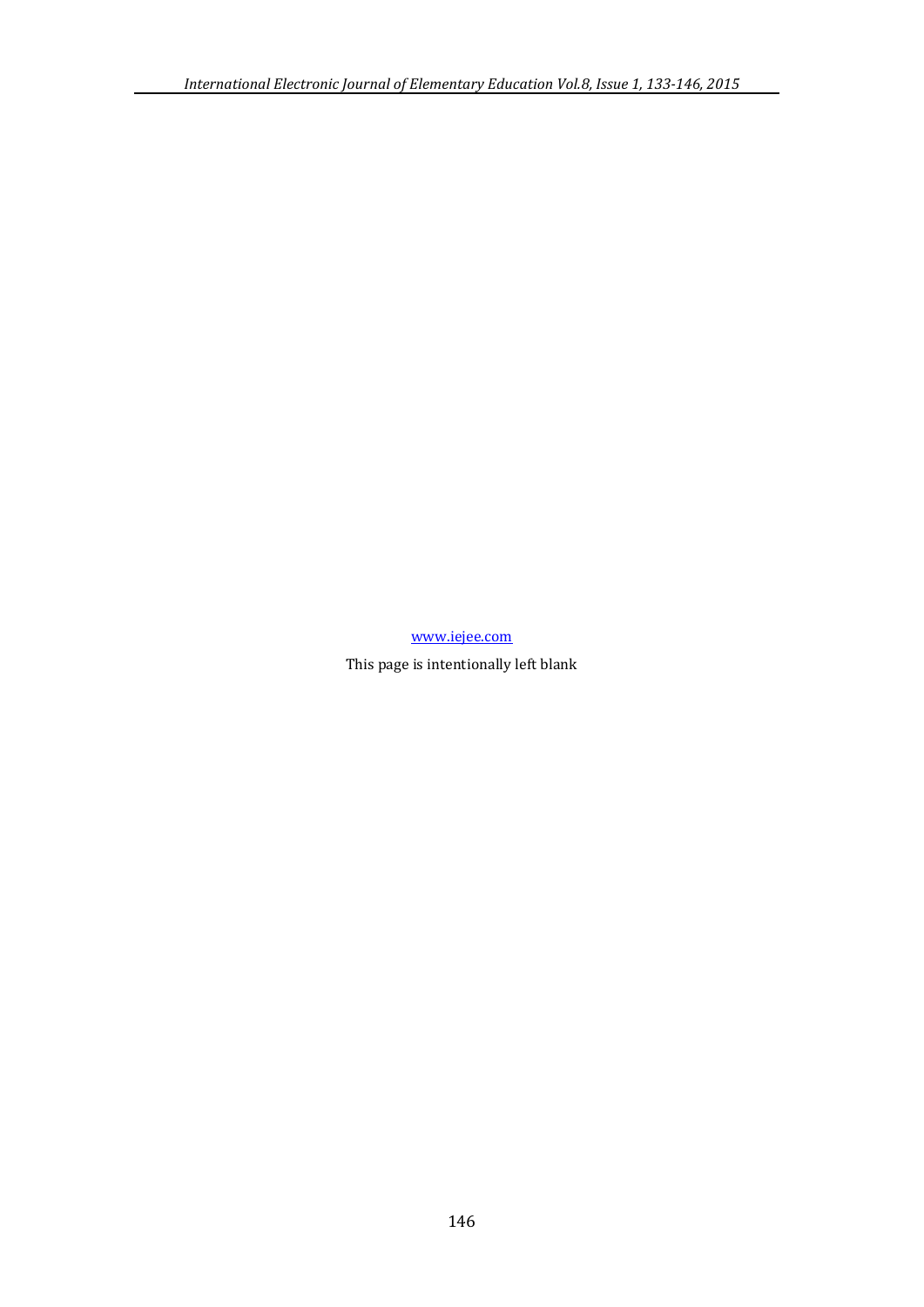www.iejee.com

This page is intentionally left blank